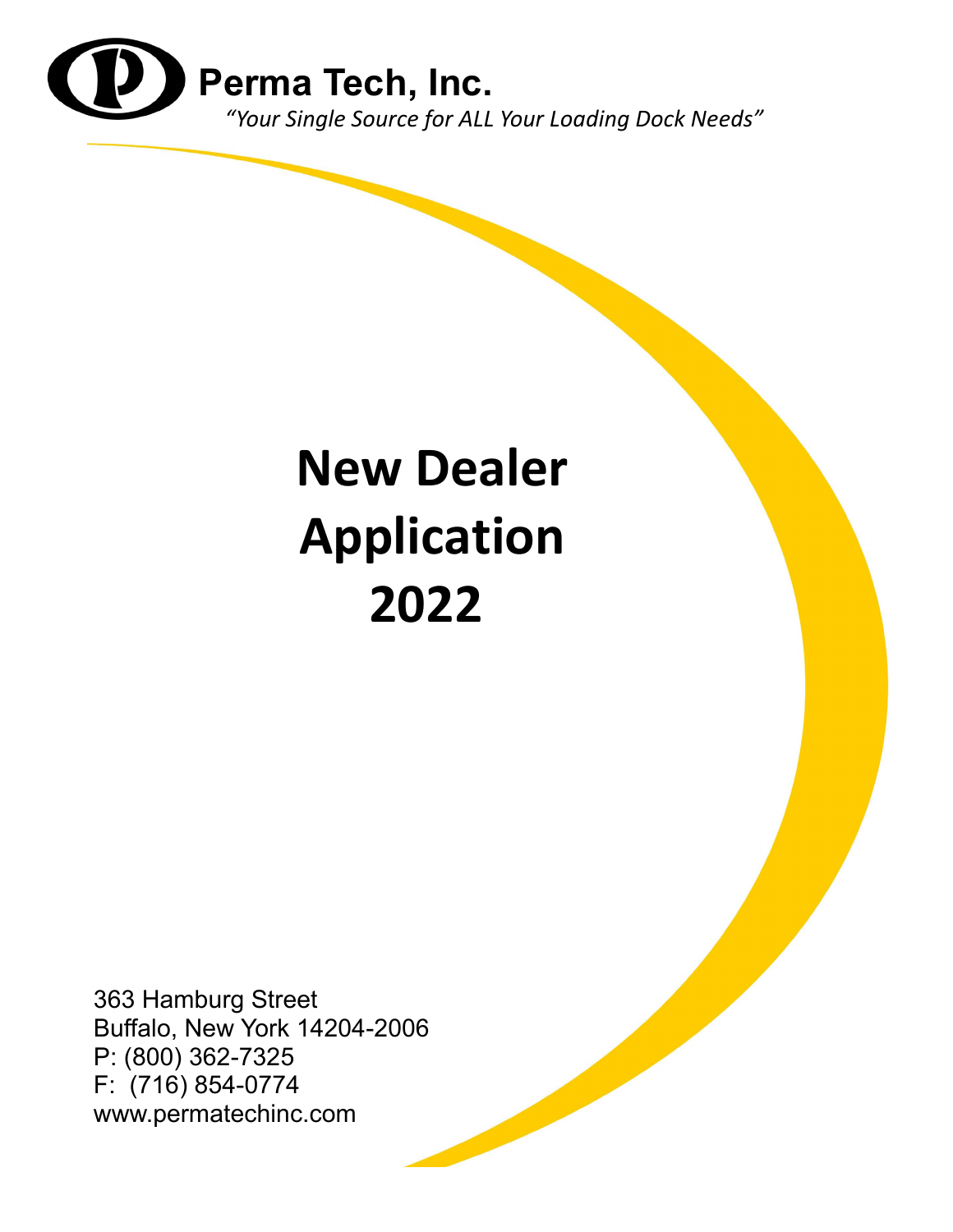**Perma Tech, Inc.**

*"Your Single Source for ALL Your Loading Dock Needs"*

# New Dealer Application 2022

363 Hamburg Street
Buffalo, New York 14204-2006
P: (800) 362-7325
F: (716) 854-0774
www.permatechinc.com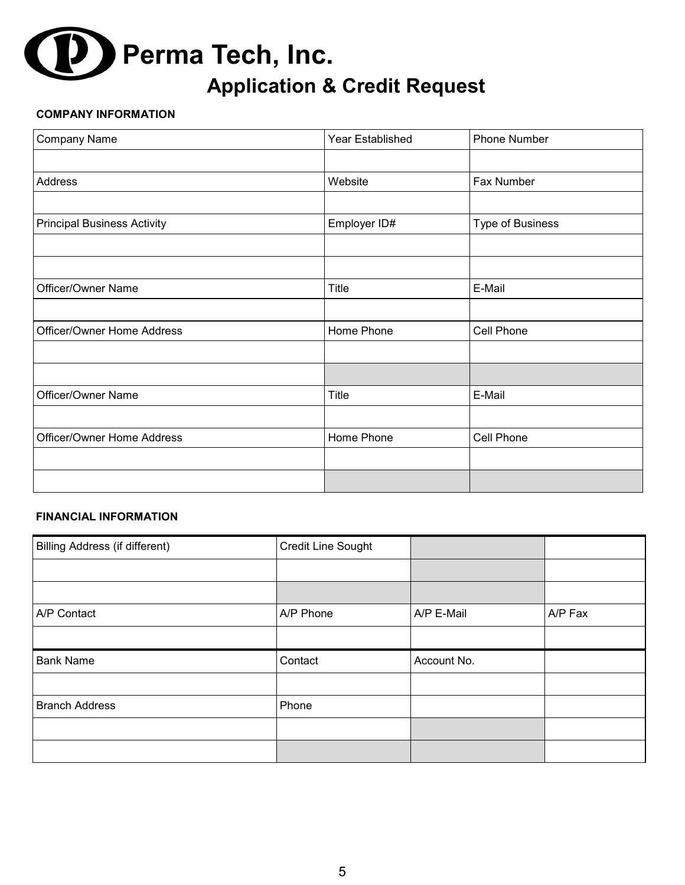# Perma Tech, Inc.

## Application & Credit Request

**COMPANY INFORMATION**

| Company Name | Year Established | Phone Number |
|---|---|---|
| | | |
| Address | Website | Fax Number |
| | | |
| Principal Business Activity | Employer ID# | Type of Business |
| | | |
| | | |
| Officer/Owner Name | Title | E-Mail |
| | | |
| Officer/Owner Home Address | Home Phone | Cell Phone |
| | | |
| | | |
| Officer/Owner Name | Title | E-Mail |
| | | |
| Officer/Owner Home Address | Home Phone | Cell Phone |
| | | |
| | | |

**FINANCIAL INFORMATION**

| Billing Address (if different) | Credit Line Sought | | |
|---|---|---|---|
| | | | |
| | | | |
| A/P Contact | A/P Phone | A/P E-Mail | A/P Fax |
| | | | |
| Bank Name | Contact | Account No. | |
| | | | |
| Branch Address | Phone | | |
| | | | |
| | | | |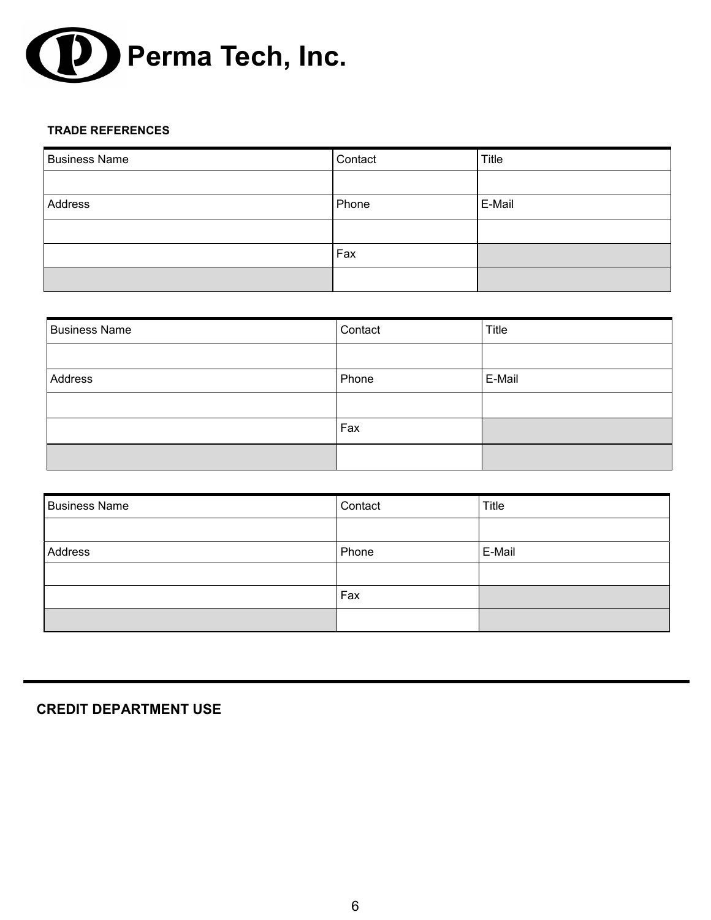# Perma Tech, Inc.

**TRADE REFERENCES**

| Business Name | Contact | Title |
|---|---|---|
| | | |
| Address | Phone | E-Mail |
| | | |
| | Fax | |
| | | |

| Business Name | Contact | Title |
|---|---|---|
| | | |
| Address | Phone | E-Mail |
| | | |
| | Fax | |
| | | |

| Business Name | Contact | Title |
|---|---|---|
| | | |
| Address | Phone | E-Mail |
| | | |
| | Fax | |
| | | |

**CREDIT DEPARTMENT USE**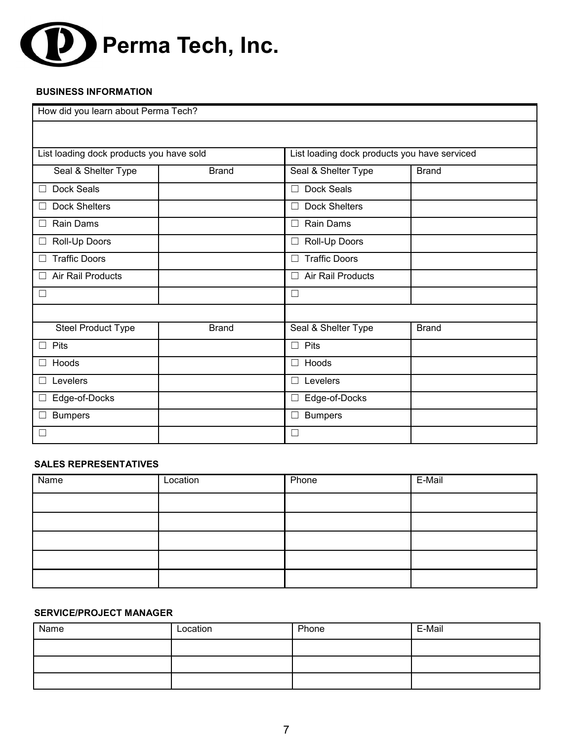# Perma Tech, Inc.

**BUSINESS INFORMATION**

| How did you learn about Perma Tech? | | | |
|---|---|---|---|
| | | | |
| List loading dock products you have sold | | List loading dock products you have serviced | |
| Seal & Shelter Type | Brand | Seal & Shelter Type | Brand |
| ☐ Dock Seals | | ☐ Dock Seals | |
| ☐ Dock Shelters | | ☐ Dock Shelters | |
| ☐ Rain Dams | | ☐ Rain Dams | |
| ☐ Roll-Up Doors | | ☐ Roll-Up Doors | |
| ☐ Traffic Doors | | ☐ Traffic Doors | |
| ☐ Air Rail Products | | ☐ Air Rail Products | |
| ☐ | | ☐ | |
| | | | |
| Steel Product Type | Brand | Seal & Shelter Type | Brand |
| ☐ Pits | | ☐ Pits | |
| ☐ Hoods | | ☐ Hoods | |
| ☐ Levelers | | ☐ Levelers | |
| ☐ Edge-of-Docks | | ☐ Edge-of-Docks | |
| ☐ Bumpers | | ☐ Bumpers | |
| ☐ | | ☐ | |

**SALES REPRESENTATIVES**

| Name | Location | Phone | E-Mail |
|---|---|---|---|
| | | | |
| | | | |
| | | | |
| | | | |
| | | | |

**SERVICE/PROJECT MANAGER**

| Name | Location | Phone | E-Mail |
|---|---|---|---|
| | | | |
| | | | |
| | | | |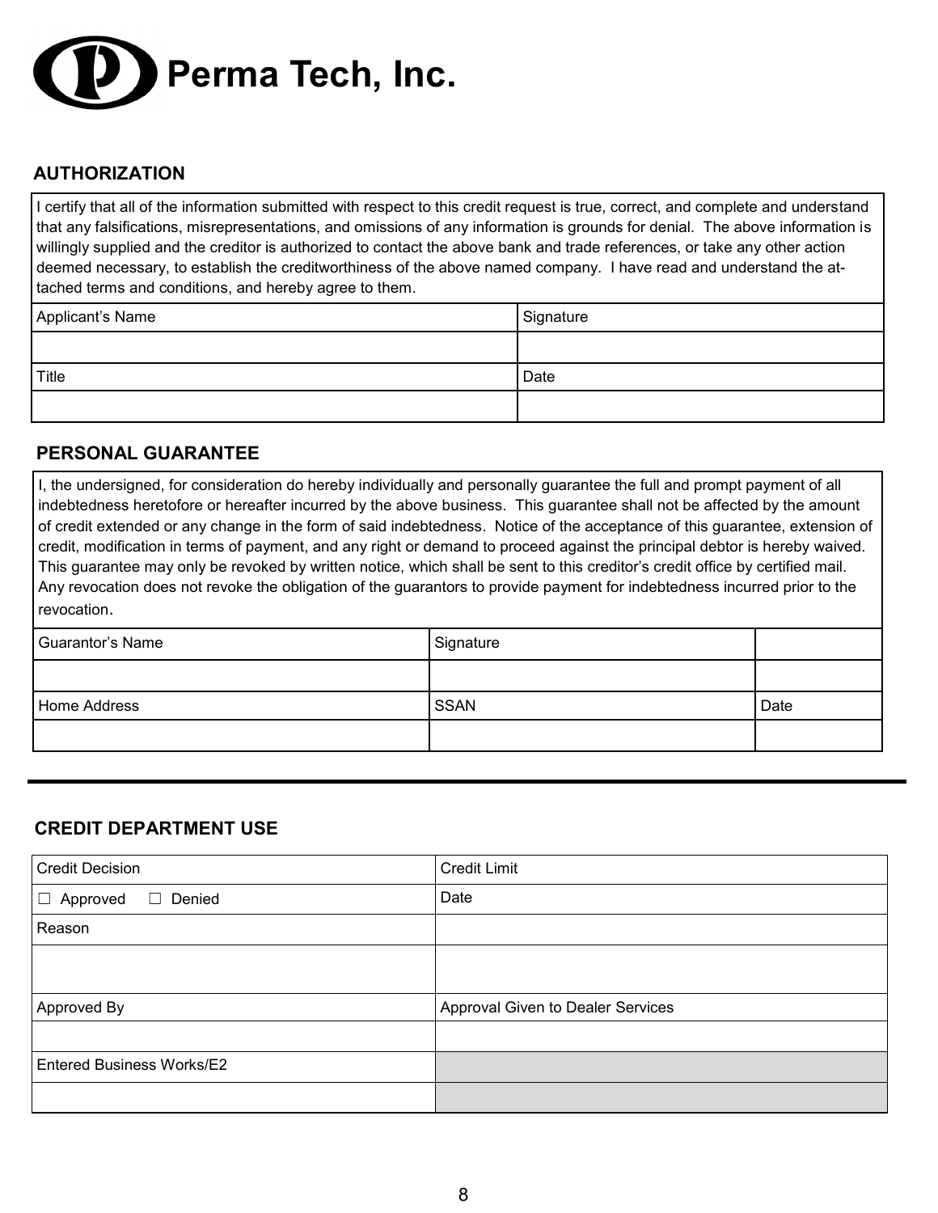# Perma Tech, Inc.

## AUTHORIZATION

I certify that all of the information submitted with respect to this credit request is true, correct, and complete and understand that any falsifications, misrepresentations, and omissions of any information is grounds for denial. The above information is willingly supplied and the creditor is authorized to contact the above bank and trade references, or take any other action deemed necessary, to establish the creditworthiness of the above named company. I have read and understand the attached terms and conditions, and hereby agree to them.

| Applicant's Name | Signature |
| --- | --- |
| | |
| Title | Date |
| | |

## PERSONAL GUARANTEE

I, the undersigned, for consideration do hereby individually and personally guarantee the full and prompt payment of all indebtedness heretofore or hereafter incurred by the above business. This guarantee shall not be affected by the amount of credit extended or any change in the form of said indebtedness. Notice of the acceptance of this guarantee, extension of credit, modification in terms of payment, and any right or demand to proceed against the principal debtor is hereby waived. This guarantee may only be revoked by written notice, which shall be sent to this creditor's credit office by certified mail. Any revocation does not revoke the obligation of the guarantors to provide payment for indebtedness incurred prior to the revocation.

| Guarantor's Name | Signature | |
| --- | --- | --- |
| | | |
| Home Address | SSAN | Date |
| | | |

---

## CREDIT DEPARTMENT USE

| Credit Decision | Credit Limit |
| --- | --- |
| ☐ Approved ☐ Denied | Date |
| Reason | |
| | |
| Approved By | Approval Given to Dealer Services |
| | |
| Entered Business Works/E2 | |
| | |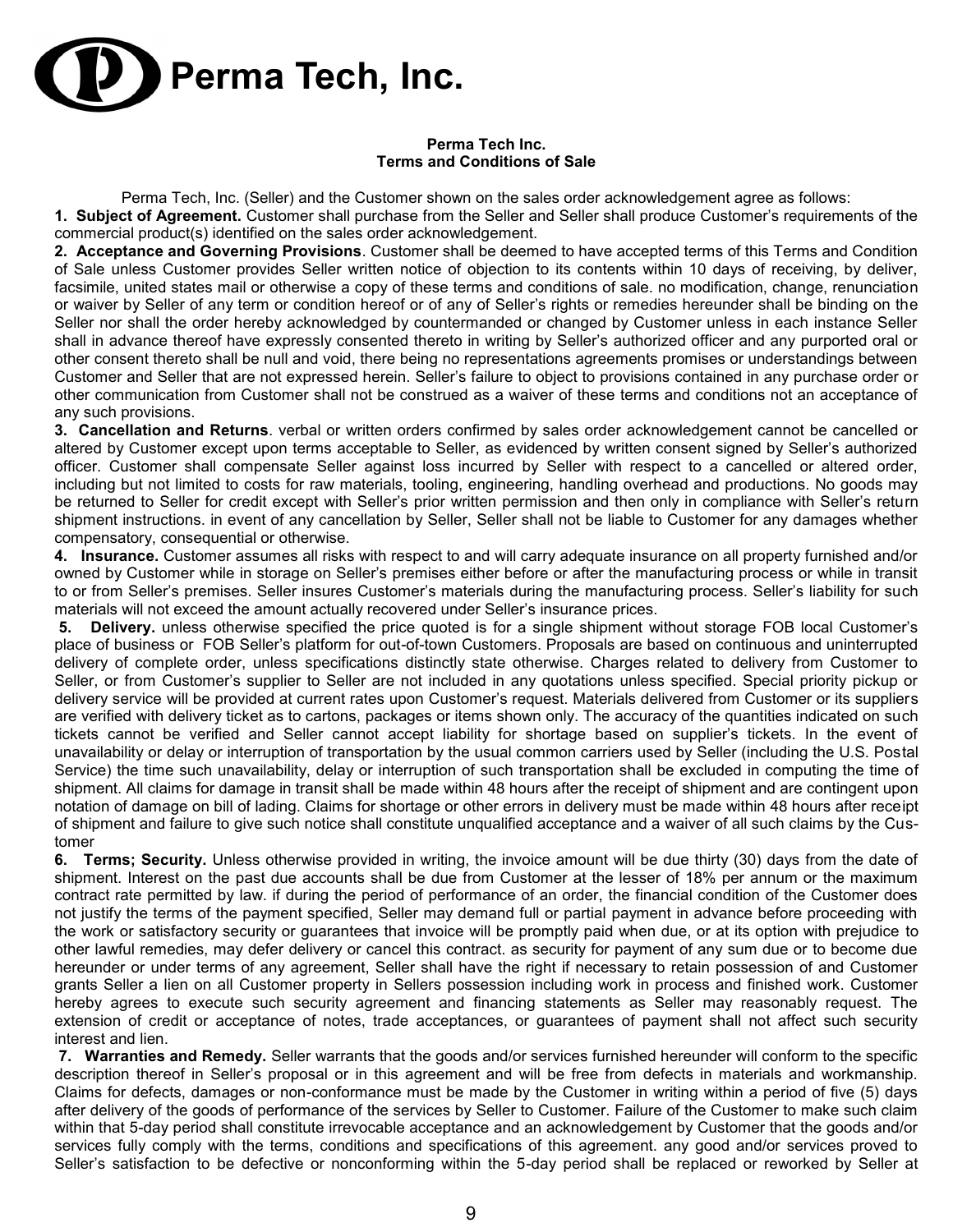# Perma Tech, Inc.

**Perma Tech Inc.**
**Terms and Conditions of Sale**

Perma Tech, Inc. (Seller) and the Customer shown on the sales order acknowledgement agree as follows:

**1. Subject of Agreement.** Customer shall purchase from the Seller and Seller shall produce Customer's requirements of the commercial product(s) identified on the sales order acknowledgement.

**2. Acceptance and Governing Provisions**. Customer shall be deemed to have accepted terms of this Terms and Condition of Sale unless Customer provides Seller written notice of objection to its contents within 10 days of receiving, by deliver, facsimile, united states mail or otherwise a copy of these terms and conditions of sale. no modification, change, renunciation or waiver by Seller of any term or condition hereof or of any of Seller's rights or remedies hereunder shall be binding on the Seller nor shall the order hereby acknowledged by countermanded or changed by Customer unless in each instance Seller shall in advance thereof have expressly consented thereto in writing by Seller's authorized officer and any purported oral or other consent thereto shall be null and void, there being no representations agreements promises or understandings between Customer and Seller that are not expressed herein. Seller's failure to object to provisions contained in any purchase order or other communication from Customer shall not be construed as a waiver of these terms and conditions not an acceptance of any such provisions.

**3. Cancellation and Returns**. verbal or written orders confirmed by sales order acknowledgement cannot be cancelled or altered by Customer except upon terms acceptable to Seller, as evidenced by written consent signed by Seller's authorized officer. Customer shall compensate Seller against loss incurred by Seller with respect to a cancelled or altered order, including but not limited to costs for raw materials, tooling, engineering, handling overhead and productions. No goods may be returned to Seller for credit except with Seller's prior written permission and then only in compliance with Seller's return shipment instructions. in event of any cancellation by Seller, Seller shall not be liable to Customer for any damages whether compensatory, consequential or otherwise.

**4. Insurance.** Customer assumes all risks with respect to and will carry adequate insurance on all property furnished and/or owned by Customer while in storage on Seller's premises either before or after the manufacturing process or while in transit to or from Seller's premises. Seller insures Customer's materials during the manufacturing process. Seller's liability for such materials will not exceed the amount actually recovered under Seller's insurance prices.

**5. Delivery.** unless otherwise specified the price quoted is for a single shipment without storage FOB local Customer's place of business or FOB Seller's platform for out-of-town Customers. Proposals are based on continuous and uninterrupted delivery of complete order, unless specifications distinctly state otherwise. Charges related to delivery from Customer to Seller, or from Customer's supplier to Seller are not included in any quotations unless specified. Special priority pickup or delivery service will be provided at current rates upon Customer's request. Materials delivered from Customer or its suppliers are verified with delivery ticket as to cartons, packages or items shown only. The accuracy of the quantities indicated on such tickets cannot be verified and Seller cannot accept liability for shortage based on supplier's tickets. In the event of unavailability or delay or interruption of transportation by the usual common carriers used by Seller (including the U.S. Postal Service) the time such unavailability, delay or interruption of such transportation shall be excluded in computing the time of shipment. All claims for damage in transit shall be made within 48 hours after the receipt of shipment and are contingent upon notation of damage on bill of lading. Claims for shortage or other errors in delivery must be made within 48 hours after receipt of shipment and failure to give such notice shall constitute unqualified acceptance and a waiver of all such claims by the Customer

**6. Terms; Security.** Unless otherwise provided in writing, the invoice amount will be due thirty (30) days from the date of shipment. Interest on the past due accounts shall be due from Customer at the lesser of 18% per annum or the maximum contract rate permitted by law. if during the period of performance of an order, the financial condition of the Customer does not justify the terms of the payment specified, Seller may demand full or partial payment in advance before proceeding with the work or satisfactory security or guarantees that invoice will be promptly paid when due, or at its option with prejudice to other lawful remedies, may defer delivery or cancel this contract. as security for payment of any sum due or to become due hereunder or under terms of any agreement, Seller shall have the right if necessary to retain possession of and Customer grants Seller a lien on all Customer property in Sellers possession including work in process and finished work. Customer hereby agrees to execute such security agreement and financing statements as Seller may reasonably request. The extension of credit or acceptance of notes, trade acceptances, or guarantees of payment shall not affect such security interest and lien.

**7. Warranties and Remedy.** Seller warrants that the goods and/or services furnished hereunder will conform to the specific description thereof in Seller's proposal or in this agreement and will be free from defects in materials and workmanship. Claims for defects, damages or non-conformance must be made by the Customer in writing within a period of five (5) days after delivery of the goods of performance of the services by Seller to Customer. Failure of the Customer to make such claim within that 5-day period shall constitute irrevocable acceptance and an acknowledgement by Customer that the goods and/or services fully comply with the terms, conditions and specifications of this agreement. any good and/or services proved to Seller's satisfaction to be defective or nonconforming within the 5-day period shall be replaced or reworked by Seller at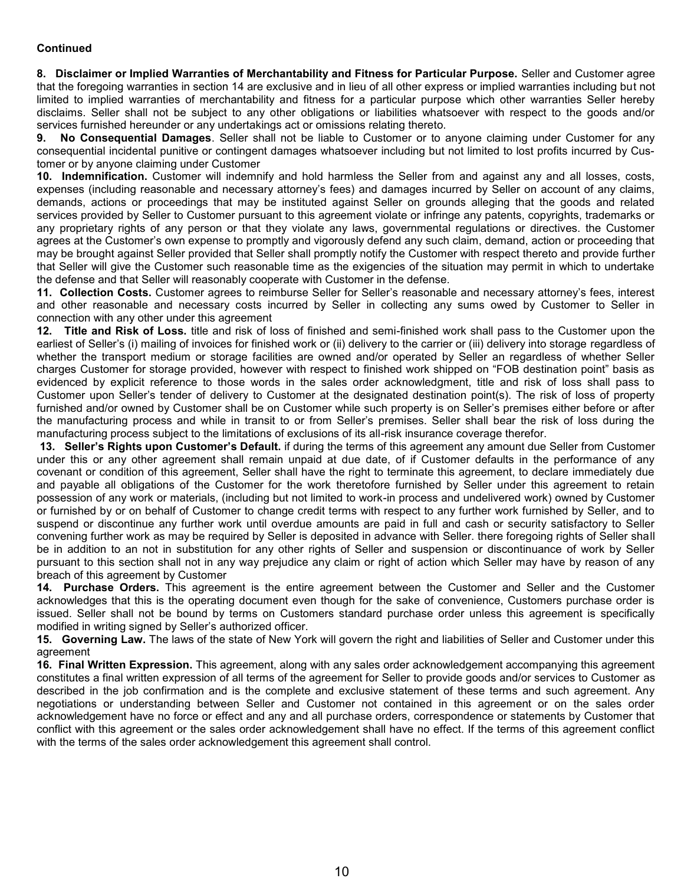**Continued**

**8. Disclaimer or Implied Warranties of Merchantability and Fitness for Particular Purpose.** Seller and Customer agree that the foregoing warranties in section 14 are exclusive and in lieu of all other express or implied warranties including but not limited to implied warranties of merchantability and fitness for a particular purpose which other warranties Seller hereby disclaims. Seller shall not be subject to any other obligations or liabilities whatsoever with respect to the goods and/or services furnished hereunder or any undertakings act or omissions relating thereto.

**9. No Consequential Damages**. Seller shall not be liable to Customer or to anyone claiming under Customer for any consequential incidental punitive or contingent damages whatsoever including but not limited to lost profits incurred by Customer or by anyone claiming under Customer

**10. Indemnification.** Customer will indemnify and hold harmless the Seller from and against any and all losses, costs, expenses (including reasonable and necessary attorney's fees) and damages incurred by Seller on account of any claims, demands, actions or proceedings that may be instituted against Seller on grounds alleging that the goods and related services provided by Seller to Customer pursuant to this agreement violate or infringe any patents, copyrights, trademarks or any proprietary rights of any person or that they violate any laws, governmental regulations or directives. the Customer agrees at the Customer's own expense to promptly and vigorously defend any such claim, demand, action or proceeding that may be brought against Seller provided that Seller shall promptly notify the Customer with respect thereto and provide further that Seller will give the Customer such reasonable time as the exigencies of the situation may permit in which to undertake the defense and that Seller will reasonably cooperate with Customer in the defense.

**11. Collection Costs.** Customer agrees to reimburse Seller for Seller's reasonable and necessary attorney's fees, interest and other reasonable and necessary costs incurred by Seller in collecting any sums owed by Customer to Seller in connection with any other under this agreement

**12. Title and Risk of Loss.** title and risk of loss of finished and semi-finished work shall pass to the Customer upon the earliest of Seller's (i) mailing of invoices for finished work or (ii) delivery to the carrier or (iii) delivery into storage regardless of whether the transport medium or storage facilities are owned and/or operated by Seller an regardless of whether Seller charges Customer for storage provided, however with respect to finished work shipped on "FOB destination point" basis as evidenced by explicit reference to those words in the sales order acknowledgment, title and risk of loss shall pass to Customer upon Seller's tender of delivery to Customer at the designated destination point(s). The risk of loss of property furnished and/or owned by Customer shall be on Customer while such property is on Seller's premises either before or after the manufacturing process and while in transit to or from Seller's premises. Seller shall bear the risk of loss during the manufacturing process subject to the limitations of exclusions of its all-risk insurance coverage therefor.

**13. Seller's Rights upon Customer's Default.** if during the terms of this agreement any amount due Seller from Customer under this or any other agreement shall remain unpaid at due date, of if Customer defaults in the performance of any covenant or condition of this agreement, Seller shall have the right to terminate this agreement, to declare immediately due and payable all obligations of the Customer for the work theretofore furnished by Seller under this agreement to retain possession of any work or materials, (including but not limited to work-in process and undelivered work) owned by Customer or furnished by or on behalf of Customer to change credit terms with respect to any further work furnished by Seller, and to suspend or discontinue any further work until overdue amounts are paid in full and cash or security satisfactory to Seller convening further work as may be required by Seller is deposited in advance with Seller. there foregoing rights of Seller shall be in addition to an not in substitution for any other rights of Seller and suspension or discontinuance of work by Seller pursuant to this section shall not in any way prejudice any claim or right of action which Seller may have by reason of any breach of this agreement by Customer

**14. Purchase Orders.** This agreement is the entire agreement between the Customer and Seller and the Customer acknowledges that this is the operating document even though for the sake of convenience, Customers purchase order is issued. Seller shall not be bound by terms on Customers standard purchase order unless this agreement is specifically modified in writing signed by Seller's authorized officer.

**15. Governing Law.** The laws of the state of New York will govern the right and liabilities of Seller and Customer under this agreement

**16. Final Written Expression.** This agreement, along with any sales order acknowledgement accompanying this agreement constitutes a final written expression of all terms of the agreement for Seller to provide goods and/or services to Customer as described in the job confirmation and is the complete and exclusive statement of these terms and such agreement. Any negotiations or understanding between Seller and Customer not contained in this agreement or on the sales order acknowledgement have no force or effect and any and all purchase orders, correspondence or statements by Customer that conflict with this agreement or the sales order acknowledgement shall have no effect. If the terms of this agreement conflict with the terms of the sales order acknowledgement this agreement shall control.